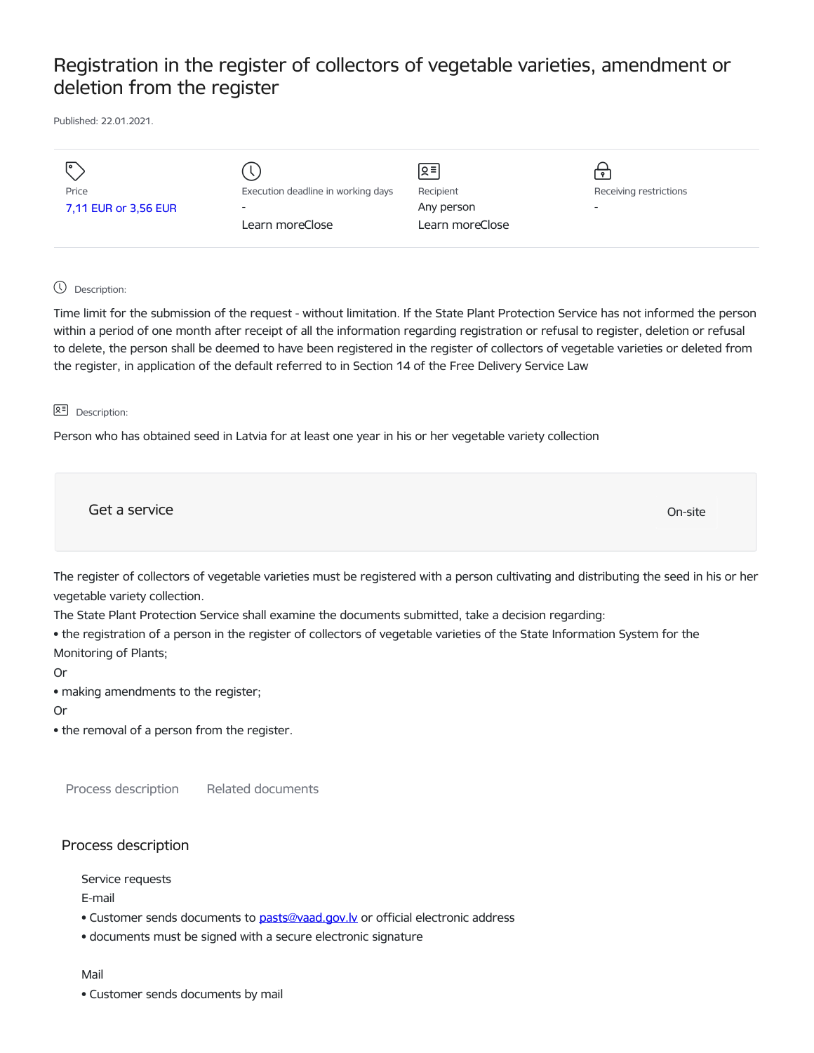# Registration in the register of collectors of vegetable varieties, amendment or deletion from the register

Published: 22.01.2021.

| Price | Execution deadline in working days | Recipient | Receiving restrictions |
| --- | --- | --- | --- |
| 7,11 EUR or 3,56 EUR | - | Any person | - |
| | Learn moreClose | Learn moreClose | |

Description:

Time limit for the submission of the request - without limitation. If the State Plant Protection Service has not informed the person within a period of one month after receipt of all the information regarding registration or refusal to register, deletion or refusal to delete, the person shall be deemed to have been registered in the register of collectors of vegetable varieties or deleted from the register, in application of the default referred to in Section 14 of the Free Delivery Service Law

Description:

Person who has obtained seed in Latvia for at least one year in his or her vegetable variety collection

Get a service

On-site

The register of collectors of vegetable varieties must be registered with a person cultivating and distributing the seed in his or her vegetable variety collection.

The State Plant Protection Service shall examine the documents submitted, take a decision regarding:

- the registration of a person in the register of collectors of vegetable varieties of the State Information System for the Monitoring of Plants;

Or

- making amendments to the register;

Or

- the removal of a person from the register.

Process description

Related documents

## Process description

Service requests

E-mail

- Customer sends documents to pasts@vaad.gov.lv or official electronic address
- documents must be signed with a secure electronic signature

Mail

- Customer sends documents by mail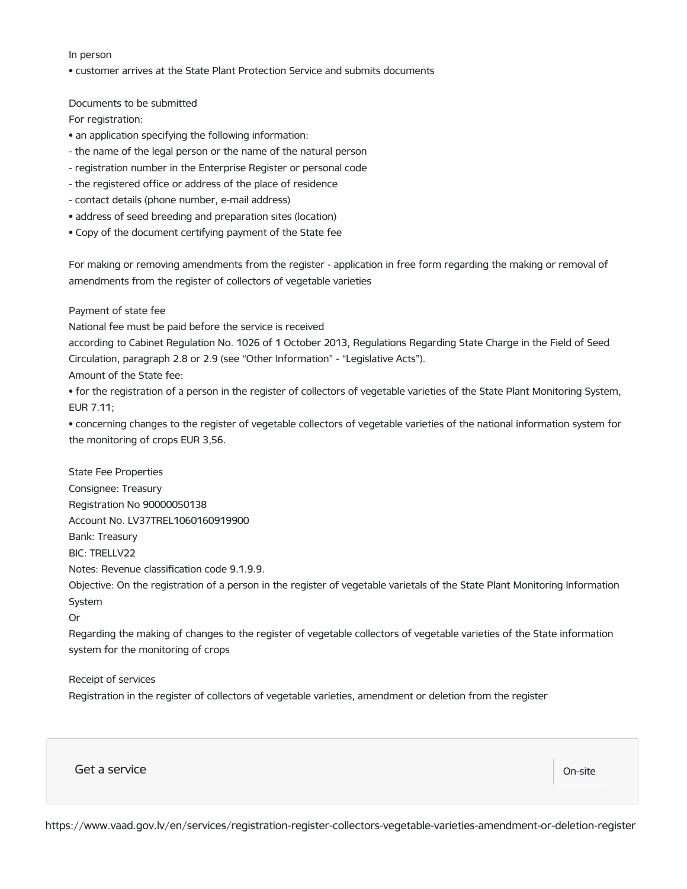In person

- customer arrives at the State Plant Protection Service and submits documents

Documents to be submitted

For registration:

- an application specifying the following information:
  - the name of the legal person or the name of the natural person
  - registration number in the Enterprise Register or personal code
  - the registered office or address of the place of residence
  - contact details (phone number, e-mail address)
- address of seed breeding and preparation sites (location)
- Copy of the document certifying payment of the State fee

For making or removing amendments from the register - application in free form regarding the making or removal of amendments from the register of collectors of vegetable varieties

Payment of state fee

National fee must be paid before the service is received

according to Cabinet Regulation No. 1026 of 1 October 2013, Regulations Regarding State Charge in the Field of Seed Circulation, paragraph 2.8 or 2.9 (see "Other Information" - "Legislative Acts").

Amount of the State fee:

- for the registration of a person in the register of collectors of vegetable varieties of the State Plant Monitoring System, EUR 7.11;
- concerning changes to the register of vegetable collectors of vegetable varieties of the national information system for the monitoring of crops EUR 3,56.

State Fee Properties

Consignee: Treasury

Registration No 90000050138

Account No. LV37TREL1060160919900

Bank: Treasury

BIC: TRELLV22

Notes: Revenue classification code 9.1.9.9.

Objective: On the registration of a person in the register of vegetable varietals of the State Plant Monitoring Information System

Or

Regarding the making of changes to the register of vegetable collectors of vegetable varieties of the State information system for the monitoring of crops

Receipt of services

Registration in the register of collectors of vegetable varieties, amendment or deletion from the register

Get a service | On-site

https://www.vaad.gov.lv/en/services/registration-register-collectors-vegetable-varieties-amendment-or-deletion-register